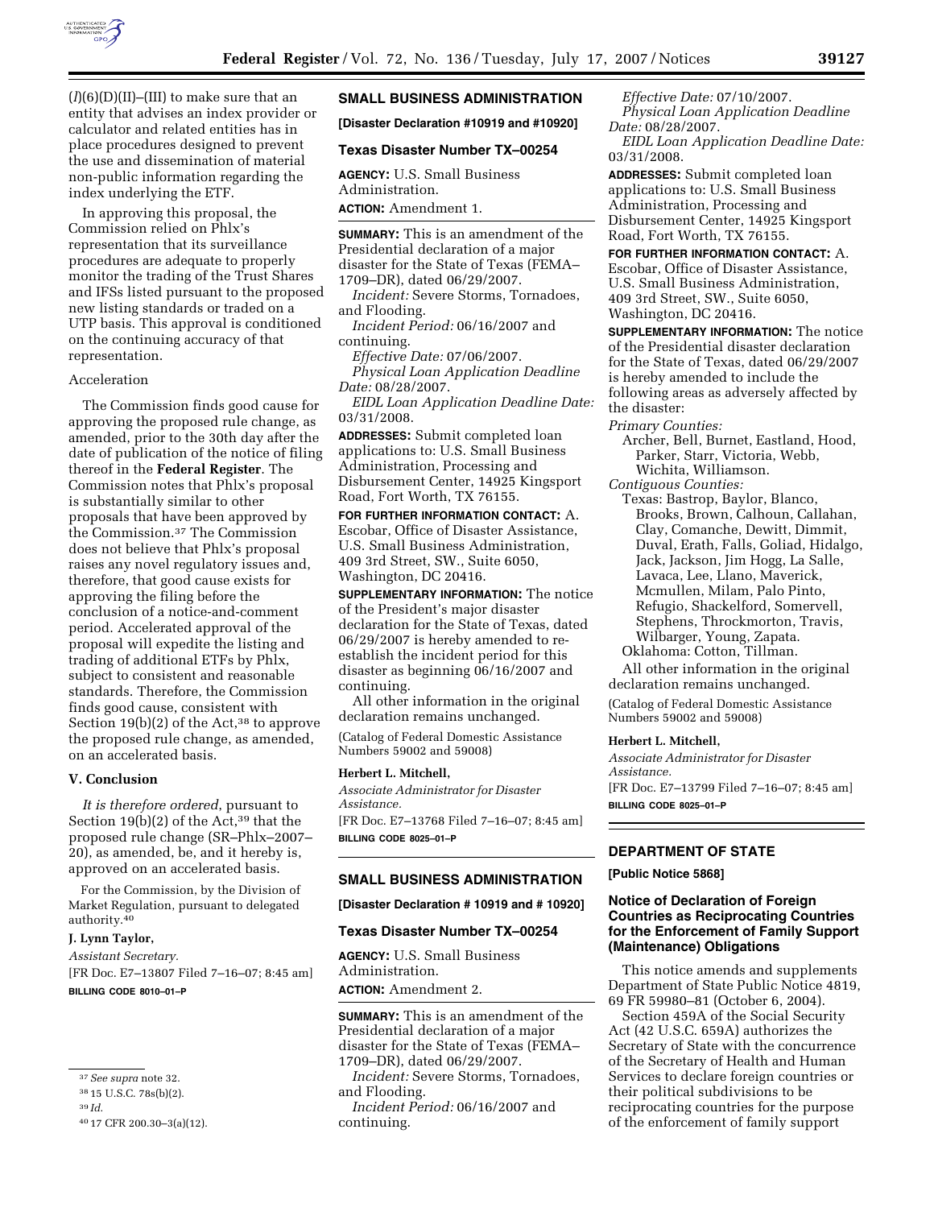(*l*)(6)(D)(II)–(III) to make sure that an entity that advises an index provider or calculator and related entities has in place procedures designed to prevent the use and dissemination of material non-public information regarding the index underlying the ETF.

In approving this proposal, the Commission relied on Phlx's representation that its surveillance procedures are adequate to properly monitor the trading of the Trust Shares and IFSs listed pursuant to the proposed new listing standards or traded on a UTP basis. This approval is conditioned on the continuing accuracy of that representation.

Acceleration

The Commission finds good cause for approving the proposed rule change, as amended, prior to the 30th day after the date of publication of the notice of filing thereof in the **Federal Register**. The Commission notes that Phlx's proposal is substantially similar to other proposals that have been approved by the Commission.[37] The Commission does not believe that Phlx's proposal raises any novel regulatory issues and, therefore, that good cause exists for approving the filing before the conclusion of a notice-and-comment period. Accelerated approval of the proposal will expedite the listing and trading of additional ETFs by Phlx, subject to consistent and reasonable standards. Therefore, the Commission finds good cause, consistent with Section 19(b)(2) of the Act,[38] to approve the proposed rule change, as amended, on an accelerated basis.

## V. Conclusion

*It is therefore ordered*, pursuant to Section 19(b)(2) of the Act,[39] that the proposed rule change (SR–Phlx–2007–20), as amended, be, and it hereby is, approved on an accelerated basis.

For the Commission, by the Division of Market Regulation, pursuant to delegated authority.[40]

**J. Lynn Taylor,**

*Assistant Secretary.*

[FR Doc. E7–13807 Filed 7–16–07; 8:45 am]

**BILLING CODE 8010–01–P**

[37] *See supra* note 32.

[38] 15 U.S.C. 78s(b)(2).

[39] *Id.*

[40] 17 CFR 200.30–3(a)(12).

## SMALL BUSINESS ADMINISTRATION

**[Disaster Declaration #10919 and #10920]**

### Texas Disaster Number TX–00254

**AGENCY:** U.S. Small Business Administration.

**ACTION:** Amendment 1.

**SUMMARY:** This is an amendment of the Presidential declaration of a major disaster for the State of Texas (FEMA–1709–DR), dated 06/29/2007.

*Incident:* Severe Storms, Tornadoes, and Flooding.

*Incident Period:* 06/16/2007 and continuing.

*Effective Date:* 07/06/2007.

*Physical Loan Application Deadline Date:* 08/28/2007.

*EIDL Loan Application Deadline Date:* 03/31/2008.

**ADDRESSES:** Submit completed loan applications to: U.S. Small Business Administration, Processing and Disbursement Center, 14925 Kingsport Road, Fort Worth, TX 76155.

**FOR FURTHER INFORMATION CONTACT:** A. Escobar, Office of Disaster Assistance, U.S. Small Business Administration, 409 3rd Street, SW., Suite 6050, Washington, DC 20416.

**SUPPLEMENTARY INFORMATION:** The notice of the President's major disaster declaration for the State of Texas, dated 06/29/2007 is hereby amended to re-establish the incident period for this disaster as beginning 06/16/2007 and continuing.

All other information in the original declaration remains unchanged.

(Catalog of Federal Domestic Assistance Numbers 59002 and 59008)

**Herbert L. Mitchell,**

*Associate Administrator for Disaster Assistance.*

[FR Doc. E7–13768 Filed 7–16–07; 8:45 am]

**BILLING CODE 8025–01–P**

## SMALL BUSINESS ADMINISTRATION

**[Disaster Declaration # 10919 and # 10920]**

### Texas Disaster Number TX–00254

**AGENCY:** U.S. Small Business Administration.

**ACTION:** Amendment 2.

**SUMMARY:** This is an amendment of the Presidential declaration of a major disaster for the State of Texas (FEMA–1709–DR), dated 06/29/2007.

*Incident:* Severe Storms, Tornadoes, and Flooding.

*Incident Period:* 06/16/2007 and continuing.

*Effective Date:* 07/10/2007.

*Physical Loan Application Deadline Date:* 08/28/2007.

*EIDL Loan Application Deadline Date:* 03/31/2008.

**ADDRESSES:** Submit completed loan applications to: U.S. Small Business Administration, Processing and Disbursement Center, 14925 Kingsport Road, Fort Worth, TX 76155.

**FOR FURTHER INFORMATION CONTACT:** A. Escobar, Office of Disaster Assistance, U.S. Small Business Administration, 409 3rd Street, SW., Suite 6050, Washington, DC 20416.

**SUPPLEMENTARY INFORMATION:** The notice of the Presidential disaster declaration for the State of Texas, dated 06/29/2007 is hereby amended to include the following areas as adversely affected by the disaster:

*Primary Counties:*
Archer, Bell, Burnet, Eastland, Hood, Parker, Starr, Victoria, Webb, Wichita, Williamson.

*Contiguous Counties:*
Texas: Bastrop, Baylor, Blanco, Brooks, Brown, Calhoun, Callahan, Clay, Comanche, Dewitt, Dimmit, Duval, Erath, Falls, Goliad, Hidalgo, Jack, Jackson, Jim Hogg, La Salle, Lavaca, Lee, Llano, Maverick, Mcmullen, Milam, Palo Pinto, Refugio, Shackelford, Somervell, Stephens, Throckmorton, Travis, Wilbarger, Young, Zapata.
Oklahoma: Cotton, Tillman.

All other information in the original declaration remains unchanged.

(Catalog of Federal Domestic Assistance Numbers 59002 and 59008)

**Herbert L. Mitchell,**

*Associate Administrator for Disaster Assistance.*

[FR Doc. E7–13799 Filed 7–16–07; 8:45 am]

**BILLING CODE 8025–01–P**

## DEPARTMENT OF STATE

**[Public Notice 5868]**

### Notice of Declaration of Foreign Countries as Reciprocating Countries for the Enforcement of Family Support (Maintenance) Obligations

This notice amends and supplements Department of State Public Notice 4819, 69 FR 59980–81 (October 6, 2004).

Section 459A of the Social Security Act (42 U.S.C. 659A) authorizes the Secretary of State with the concurrence of the Secretary of Health and Human Services to declare foreign countries or their political subdivisions to be reciprocating countries for the purpose of the enforcement of family support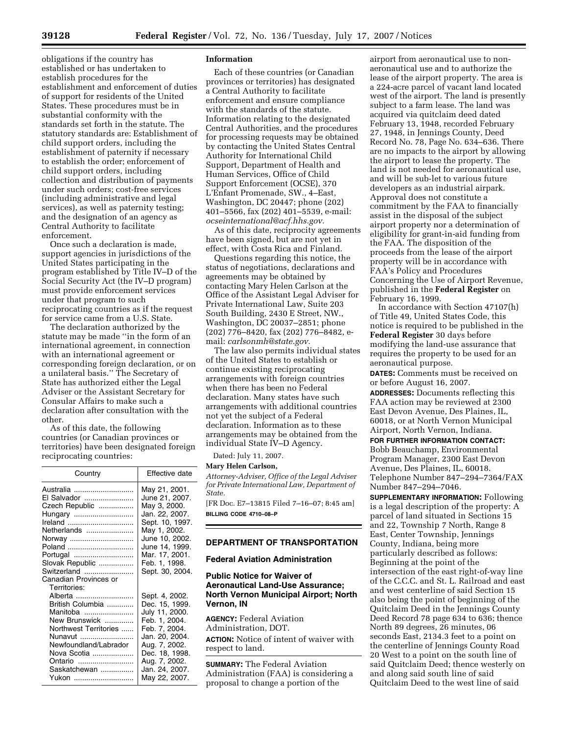obligations if the country has established or has undertaken to establish procedures for the establishment and enforcement of duties of support for residents of the United States. These procedures must be in substantial conformity with the standards set forth in the statute. The statutory standards are: Establishment of child support orders, including the establishment of paternity if necessary to establish the order; enforcement of child support orders, including collection and distribution of payments under such orders; cost-free services (including administrative and legal services), as well as paternity testing; and the designation of an agency as Central Authority to facilitate enforcement.

Once such a declaration is made, support agencies in jurisdictions of the United States participating in the program established by Title IV–D of the Social Security Act (the IV–D program) must provide enforcement services under that program to such reciprocating countries as if the request for service came from a U.S. State.

The declaration authorized by the statute may be made ''in the form of an international agreement, in connection with an international agreement or corresponding foreign declaration, or on a unilateral basis.'' The Secretary of State has authorized either the Legal Adviser or the Assistant Secretary for Consular Affairs to make such a declaration after consultation with the other.

As of this date, the following countries (or Canadian provinces or territories) have been designated foreign reciprocating countries:

| Country | Effective date |
|---|---|
| Australia | May 21, 2001. |
| El Salvador | June 21, 2007. |
| Czech Republic | May 3, 2000. |
| Hungary | Jan. 22, 2007. |
| Ireland | Sept. 10, 1997. |
| Netherlands | May 1, 2002. |
| Norway | June 10, 2002. |
| Poland | June 14, 1999. |
| Portugal | Mar. 17, 2001. |
| Slovak Republic | Feb. 1, 1998. |
| Switzerland | Sept. 30, 2004. |
| Canadian Provinces or Territories: | |
| Alberta | Sept. 4, 2002. |
| British Columbia | Dec. 15, 1999. |
| Manitoba | July 11, 2000. |
| New Brunswick | Feb. 1, 2004. |
| Northwest Territories | Feb. 7, 2004. |
| Nunavut | Jan. 20, 2004. |
| Newfoundland/Labrador | Aug. 7, 2002. |
| Nova Scotia | Dec. 18, 1998. |
| Ontario | Aug. 7, 2002. |
| Saskatchewan | Jan. 24, 2007. |
| Yukon | May 22, 2007. |

**Information**

Each of these countries (or Canadian provinces or territories) has designated a Central Authority to facilitate enforcement and ensure compliance with the standards of the statute. Information relating to the designated Central Authorities, and the procedures for processing requests may be obtained by contacting the United States Central Authority for International Child Support, Department of Health and Human Services, Office of Child Support Enforcement (OCSE), 370 L'Enfant Promenade, SW., 4–East, Washington, DC 20447; phone (202) 401–5566, fax (202) 401–5539, e-mail: *ocseinternational@acf.hhs.gov.*

As of this date, reciprocity agreements have been signed, but are not yet in effect, with Costa Rica and Finland.

Questions regarding this notice, the status of negotiations, declarations and agreements may be obtained by contacting Mary Helen Carlson at the Office of the Assistant Legal Adviser for Private International Law, Suite 203 South Building, 2430 E Street, NW., Washington, DC 20037–2851; phone (202) 776–8420, fax (202) 776–8482, e-mail: *carlsonmh@state.gov.*

The law also permits individual states of the United States to establish or continue existing reciprocating arrangements with foreign countries when there has been no Federal declaration. Many states have such arrangements with additional countries not yet the subject of a Federal declaration. Information as to these arrangements may be obtained from the individual State IV–D Agency.

Dated: July 11, 2007.

**Mary Helen Carlson,**

*Attorney-Adviser, Office of the Legal Adviser for Private International Law, Department of State.*

[FR Doc. E7–13815 Filed 7–16–07; 8:45 am]

**BILLING CODE 4710–08–P**

## DEPARTMENT OF TRANSPORTATION

### Federal Aviation Administration

### Public Notice for Waiver of Aeronautical Land-Use Assurance; North Vernon Municipal Airport; North Vernon, IN

**AGENCY:** Federal Aviation Administration, DOT.

**ACTION:** Notice of intent of waiver with respect to land.

**SUMMARY:** The Federal Aviation Administration (FAA) is considering a proposal to change a portion of the airport from aeronautical use to non-aeronautical use and to authorize the lease of the airport property. The area is a 224-acre parcel of vacant land located west of the airport. The land is presently subject to a farm lease. The land was acquired via quitclaim deed dated February 13, 1948, recorded February 27, 1948, in Jennings County, Deed Record No. 78, Page No. 634–636. There are no impacts to the airport by allowing the airport to lease the property. The land is not needed for aeronautical use, and will be sub-let to various future developers as an industrial airpark. Approval does not constitute a commitment by the FAA to financially assist in the disposal of the subject airport property nor a determination of eligibility for grant-in-aid funding from the FAA. The disposition of the proceeds from the lease of the airport property will be in accordance with FAA's Policy and Procedures Concerning the Use of Airport Revenue, published in the **Federal Register** on February 16, 1999.

In accordance with Section 47107(h) of Title 49, United States Code, this notice is required to be published in the **Federal Register** 30 days before modifying the land-use assurance that requires the property to be used for an aeronautical purpose.

**DATES:** Comments must be received on or before August 16, 2007.

**ADDRESSES:** Documents reflecting this FAA action may be reviewed at 2300 East Devon Avenue, Des Plaines, IL, 60018, or at North Vernon Municipal Airport, North Vernon, Indiana.

**FOR FURTHER INFORMATION CONTACT:** Bobb Beauchamp, Environmental Program Manager, 2300 East Devon Avenue, Des Plaines, IL, 60018. Telephone Number 847–294–7364/FAX Number 847–294–7046.

**SUPPLEMENTARY INFORMATION:** Following is a legal description of the property: A parcel of land situated in Sections 15 and 22, Township 7 North, Range 8 East, Center Township, Jennings County, Indiana, being more particularly described as follows: Beginning at the point of the intersection of the east right-of-way line of the C.C.C. and St. L. Railroad and east and west centerline of said Section 15 also being the point of beginning of the Quitclaim Deed in the Jennings County Deed Record 78 page 634 to 636; thence North 89 degrees, 26 minutes, 06 seconds East, 2134.3 feet to a point on the centerline of Jennings County Road 20 West to a point on the south line of said Quitclaim Deed; thence westerly on and along said south line of said Quitclaim Deed to the west line of said